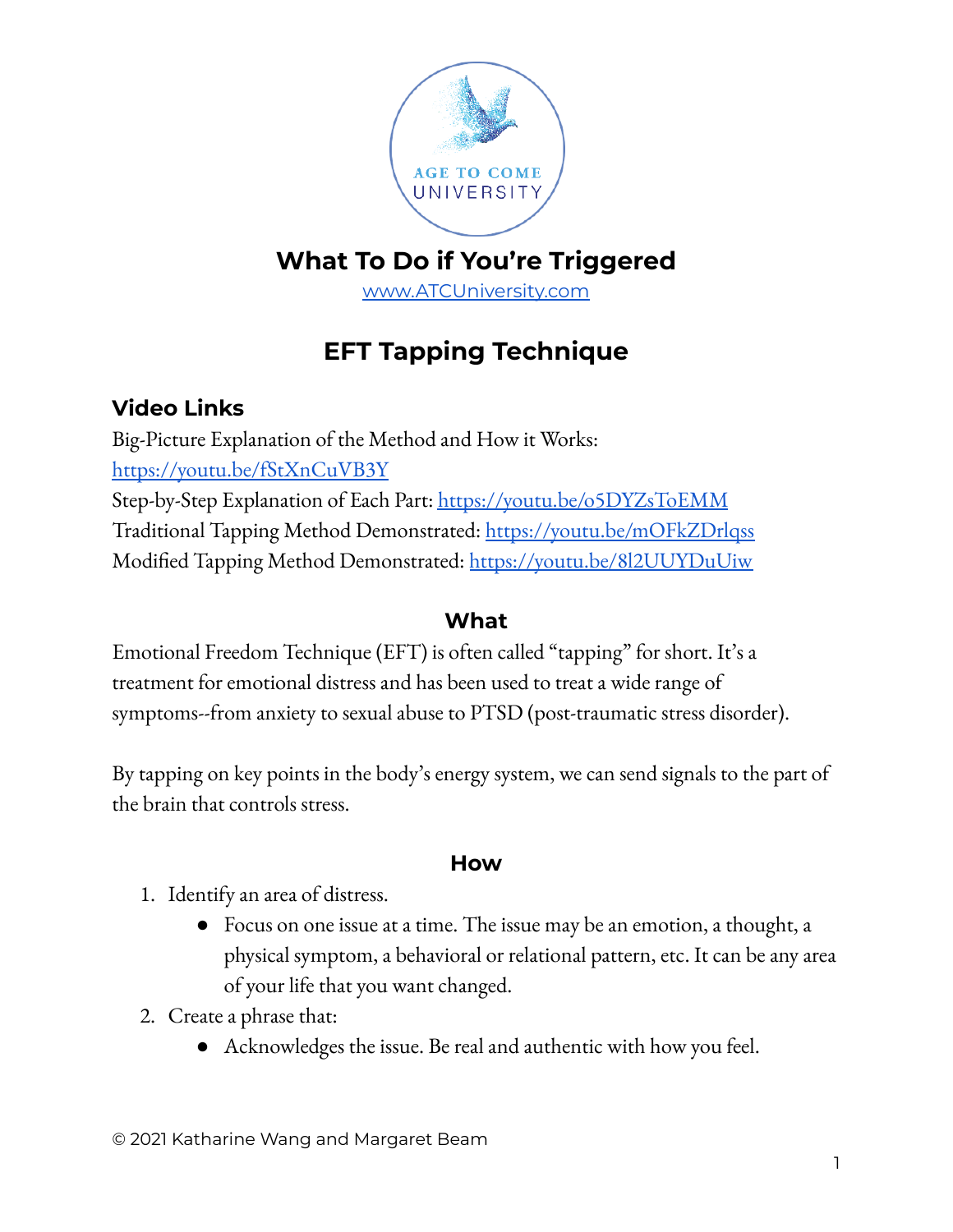# What To Do if You're Triggered

[www.ATCUniversity.com](http://www.ATCUniversity.com)

## EFT Tapping Technique

### Video Links

Big-Picture Explanation of the Method and How it Works:
[https://youtu.be/fStXnCuVB3Y](https://youtu.be/fStXnCuVB3Y)
Step-by-Step Explanation of Each Part: [https://youtu.be/o5DYZsToEMM](https://youtu.be/o5DYZsToEMM)
Traditional Tapping Method Demonstrated: [https://youtu.be/mOFkZDrlqss](https://youtu.be/mOFkZDrlqss)
Modified Tapping Method Demonstrated: [https://youtu.be/8l2UUYDuUiw](https://youtu.be/8l2UUYDuUiw)

### What

Emotional Freedom Technique (EFT) is often called "tapping" for short. It's a treatment for emotional distress and has been used to treat a wide range of symptoms--from anxiety to sexual abuse to PTSD (post-traumatic stress disorder).

By tapping on key points in the body's energy system, we can send signals to the part of the brain that controls stress.

### How

1. Identify an area of distress.
   - Focus on one issue at a time. The issue may be an emotion, a thought, a physical symptom, a behavioral or relational pattern, etc. It can be any area of your life that you want changed.
2. Create a phrase that:
   - Acknowledges the issue. Be real and authentic with how you feel.

© 2021 Katharine Wang and Margaret Beam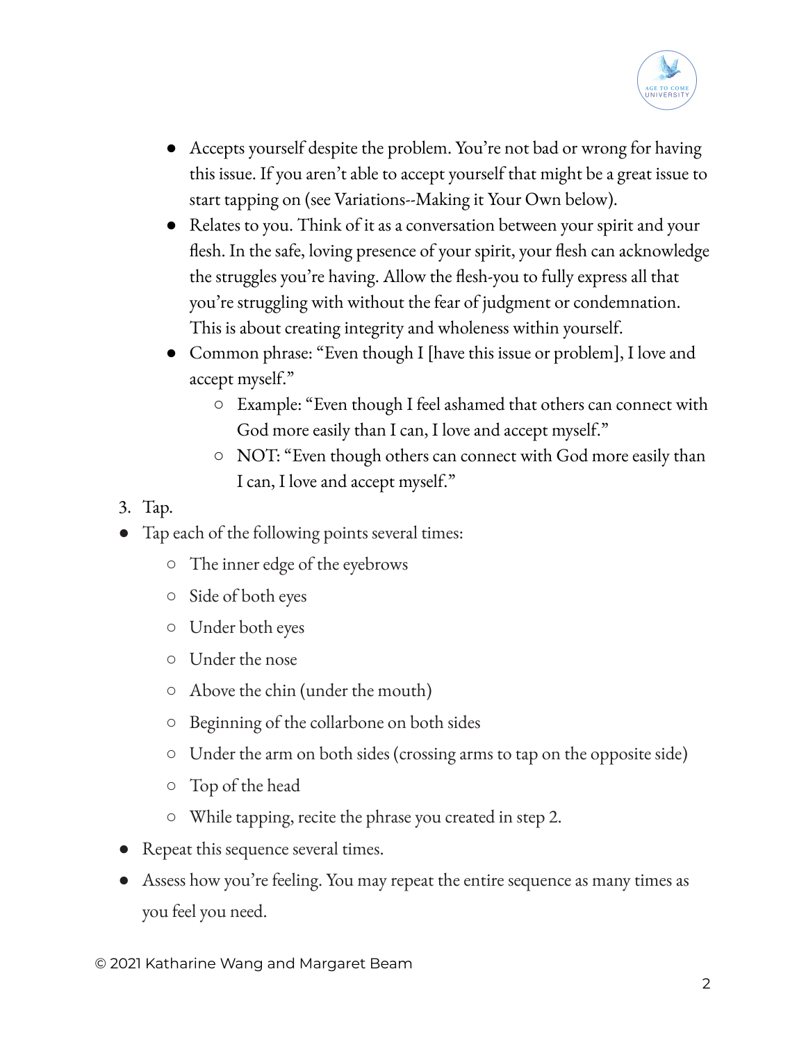- Accepts yourself despite the problem. You're not bad or wrong for having this issue. If you aren't able to accept yourself that might be a great issue to start tapping on (see Variations--Making it Your Own below).
- Relates to you. Think of it as a conversation between your spirit and your flesh. In the safe, loving presence of your spirit, your flesh can acknowledge the struggles you're having. Allow the flesh-you to fully express all that you're struggling with without the fear of judgment or condemnation. This is about creating integrity and wholeness within yourself.
- Common phrase: "Even though I [have this issue or problem], I love and accept myself."
    - Example: "Even though I feel ashamed that others can connect with God more easily than I can, I love and accept myself."
    - NOT: "Even though others can connect with God more easily than I can, I love and accept myself."

3. Tap.

- Tap each of the following points several times:
    - The inner edge of the eyebrows
    - Side of both eyes
    - Under both eyes
    - Under the nose
    - Above the chin (under the mouth)
    - Beginning of the collarbone on both sides
    - Under the arm on both sides (crossing arms to tap on the opposite side)
    - Top of the head
    - While tapping, recite the phrase you created in step 2.
- Repeat this sequence several times.
- Assess how you're feeling. You may repeat the entire sequence as many times as you feel you need.

© 2021 Katharine Wang and Margaret Beam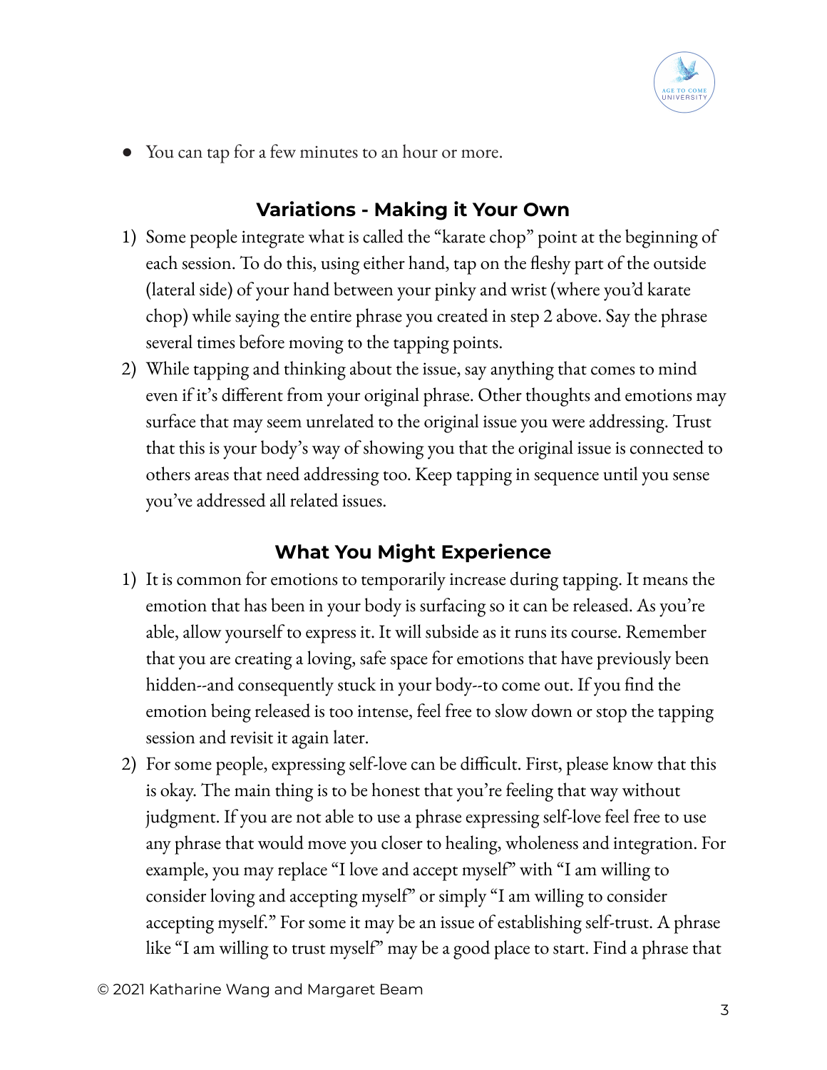- You can tap for a few minutes to an hour or more.

## Variations - Making it Your Own

1) Some people integrate what is called the "karate chop" point at the beginning of each session. To do this, using either hand, tap on the fleshy part of the outside (lateral side) of your hand between your pinky and wrist (where you'd karate chop) while saying the entire phrase you created in step 2 above. Say the phrase several times before moving to the tapping points.
2) While tapping and thinking about the issue, say anything that comes to mind even if it's different from your original phrase. Other thoughts and emotions may surface that may seem unrelated to the original issue you were addressing. Trust that this is your body's way of showing you that the original issue is connected to others areas that need addressing too. Keep tapping in sequence until you sense you've addressed all related issues.

## What You Might Experience

1) It is common for emotions to temporarily increase during tapping. It means the emotion that has been in your body is surfacing so it can be released. As you're able, allow yourself to express it. It will subside as it runs its course. Remember that you are creating a loving, safe space for emotions that have previously been hidden--and consequently stuck in your body--to come out. If you find the emotion being released is too intense, feel free to slow down or stop the tapping session and revisit it again later.
2) For some people, expressing self-love can be difficult. First, please know that this is okay. The main thing is to be honest that you're feeling that way without judgment. If you are not able to use a phrase expressing self-love feel free to use any phrase that would move you closer to healing, wholeness and integration. For example, you may replace "I love and accept myself" with "I am willing to consider loving and accepting myself" or simply "I am willing to consider accepting myself." For some it may be an issue of establishing self-trust. A phrase like "I am willing to trust myself" may be a good place to start. Find a phrase that

© 2021 Katharine Wang and Margaret Beam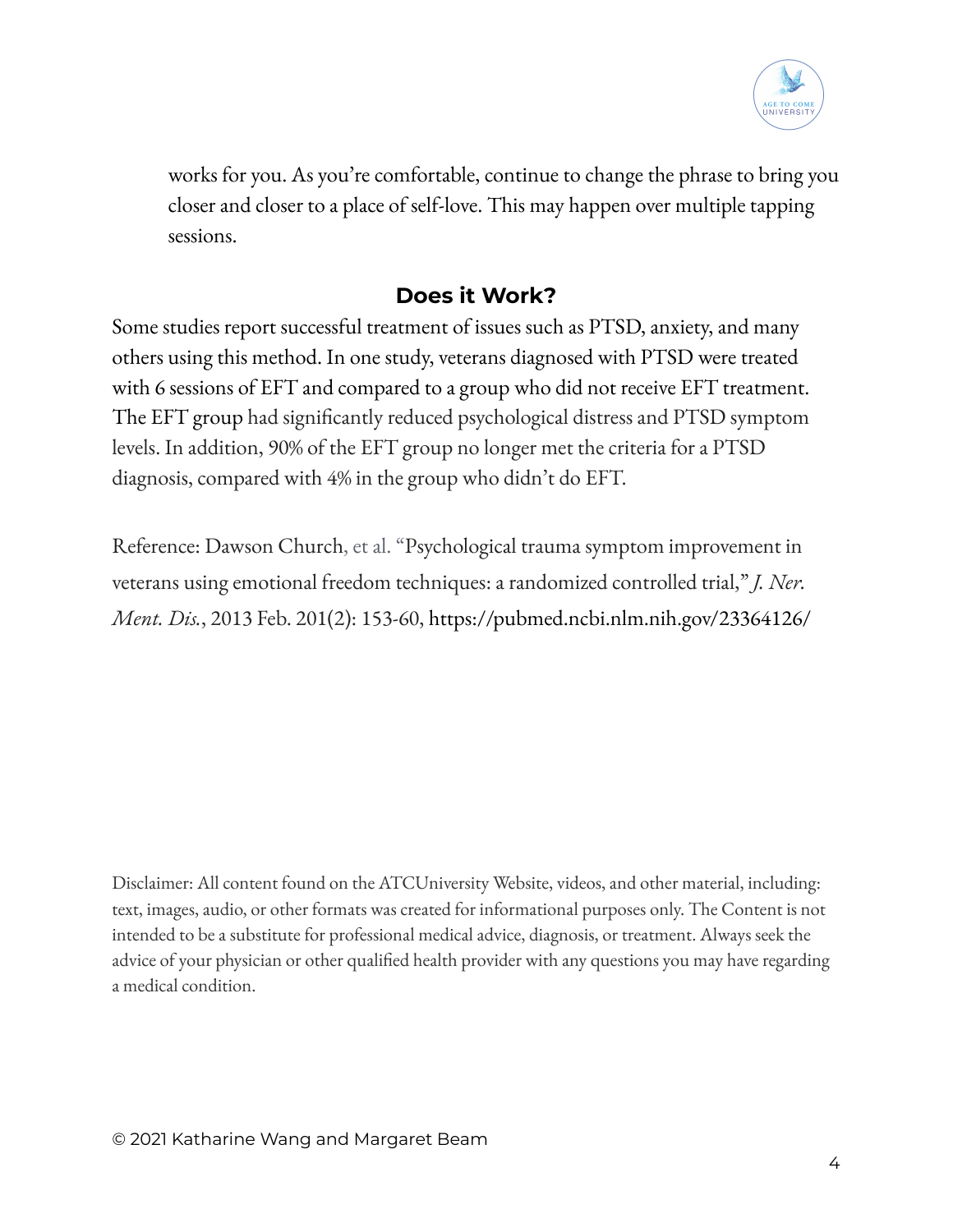works for you. As you're comfortable, continue to change the phrase to bring you closer and closer to a place of self-love. This may happen over multiple tapping sessions.

## Does it Work?

Some studies report successful treatment of issues such as PTSD, anxiety, and many others using this method. In one study, veterans diagnosed with PTSD were treated with 6 sessions of EFT and compared to a group who did not receive EFT treatment. The EFT group had significantly reduced psychological distress and PTSD symptom levels. In addition, 90% of the EFT group no longer met the criteria for a PTSD diagnosis, compared with 4% in the group who didn't do EFT.

Reference: Dawson Church, et al. "Psychological trauma symptom improvement in veterans using emotional freedom techniques: a randomized controlled trial," *J. Ner. Ment. Dis.*, 2013 Feb. 201(2): 153-60, https://pubmed.ncbi.nlm.nih.gov/23364126/

Disclaimer: All content found on the ATCUniversity Website, videos, and other material, including: text, images, audio, or other formats was created for informational purposes only. The Content is not intended to be a substitute for professional medical advice, diagnosis, or treatment. Always seek the advice of your physician or other qualified health provider with any questions you may have regarding a medical condition.

© 2021 Katharine Wang and Margaret Beam